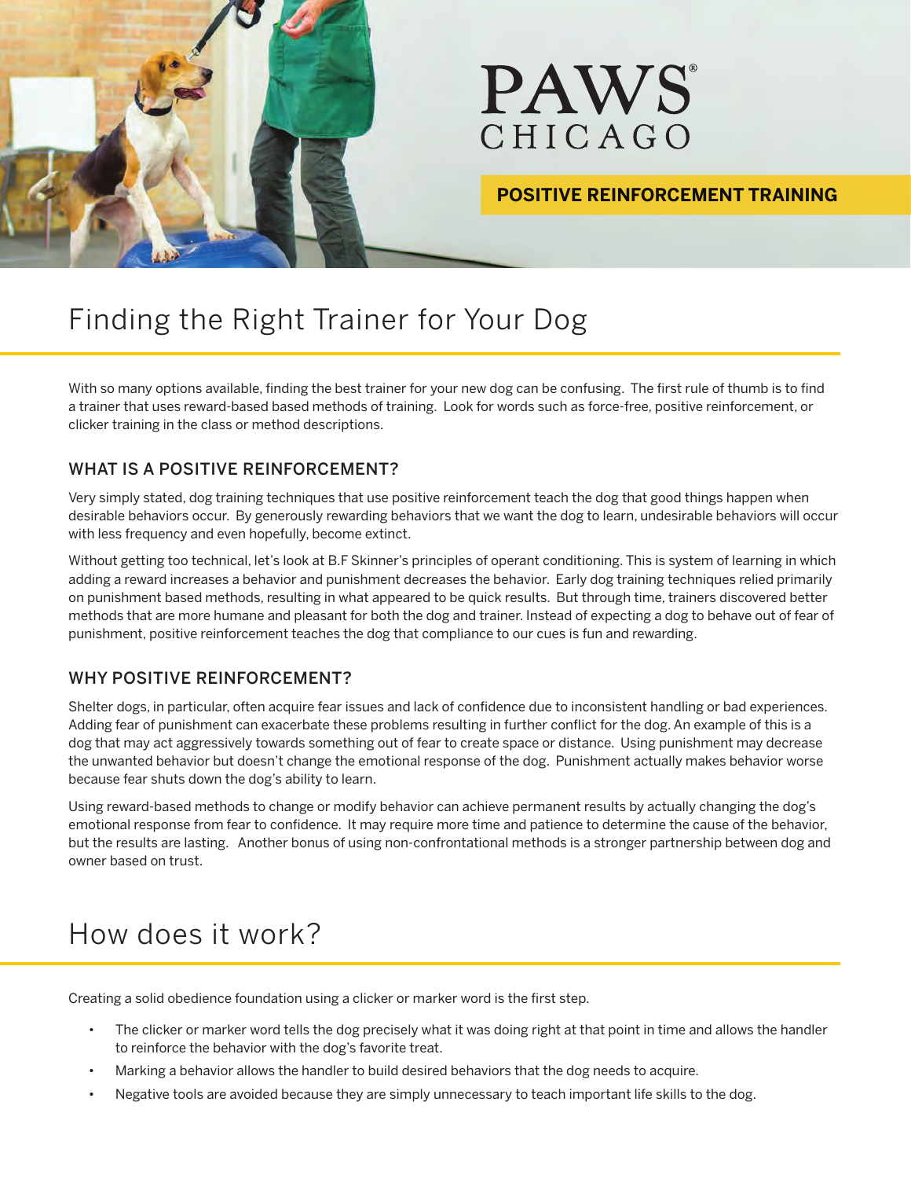PAWS® CHICAGO

**POSITIVE REINFORCEMENT TRAINING**

# Finding the Right Trainer for Your Dog

With so many options available, finding the best trainer for your new dog can be confusing. The first rule of thumb is to find a trainer that uses reward-based based methods of training. Look for words such as force-free, positive reinforcement, or clicker training in the class or method descriptions.

### WHAT IS A POSITIVE REINFORCEMENT?

Very simply stated, dog training techniques that use positive reinforcement teach the dog that good things happen when desirable behaviors occur. By generously rewarding behaviors that we want the dog to learn, undesirable behaviors will occur with less frequency and even hopefully, become extinct.

Without getting too technical, let's look at B.F Skinner's principles of operant conditioning. This is system of learning in which adding a reward increases a behavior and punishment decreases the behavior. Early dog training techniques relied primarily on punishment based methods, resulting in what appeared to be quick results. But through time, trainers discovered better methods that are more humane and pleasant for both the dog and trainer. Instead of expecting a dog to behave out of fear of punishment, positive reinforcement teaches the dog that compliance to our cues is fun and rewarding.

### WHY POSITIVE REINFORCEMENT?

Shelter dogs, in particular, often acquire fear issues and lack of confidence due to inconsistent handling or bad experiences. Adding fear of punishment can exacerbate these problems resulting in further conflict for the dog. An example of this is a dog that may act aggressively towards something out of fear to create space or distance. Using punishment may decrease the unwanted behavior but doesn't change the emotional response of the dog. Punishment actually makes behavior worse because fear shuts down the dog's ability to learn.

Using reward-based methods to change or modify behavior can achieve permanent results by actually changing the dog's emotional response from fear to confidence. It may require more time and patience to determine the cause of the behavior, but the results are lasting. Another bonus of using non-confrontational methods is a stronger partnership between dog and owner based on trust.

# How does it work?

Creating a solid obedience foundation using a clicker or marker word is the first step.

- The clicker or marker word tells the dog precisely what it was doing right at that point in time and allows the handler to reinforce the behavior with the dog's favorite treat.
- Marking a behavior allows the handler to build desired behaviors that the dog needs to acquire.
- Negative tools are avoided because they are simply unnecessary to teach important life skills to the dog.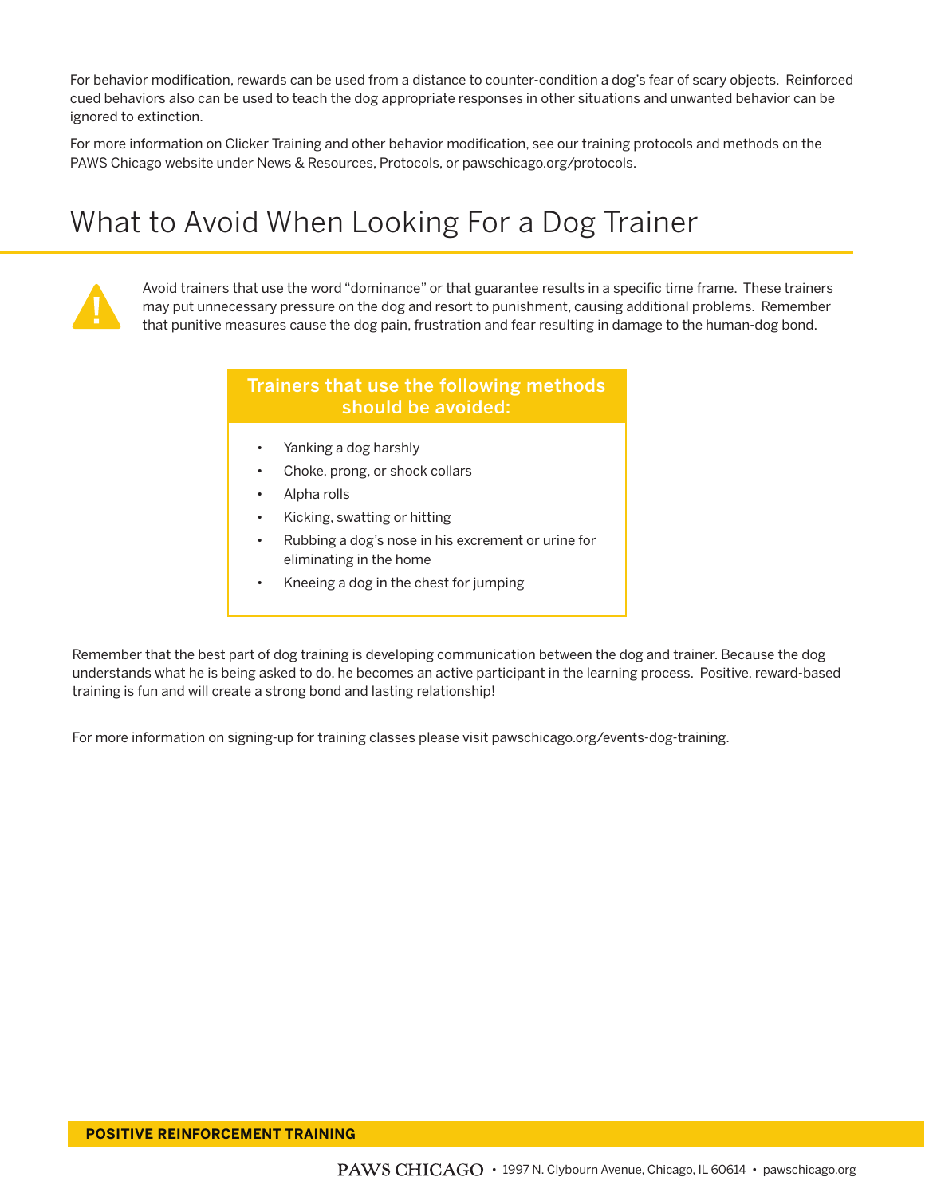For behavior modification, rewards can be used from a distance to counter-condition a dog's fear of scary objects. Reinforced cued behaviors also can be used to teach the dog appropriate responses in other situations and unwanted behavior can be ignored to extinction.

For more information on Clicker Training and other behavior modification, see our training protocols and methods on the PAWS Chicago website under News & Resources, Protocols, or pawschicago.org/protocols.

## What to Avoid When Looking For a Dog Trainer

Avoid trainers that use the word "dominance" or that guarantee results in a specific time frame. These trainers may put unnecessary pressure on the dog and resort to punishment, causing additional problems. Remember that punitive measures cause the dog pain, frustration and fear resulting in damage to the human-dog bond.

**Trainers that use the following methods should be avoided:**

- Yanking a dog harshly
- Choke, prong, or shock collars
- Alpha rolls
- Kicking, swatting or hitting
- Rubbing a dog's nose in his excrement or urine for eliminating in the home
- Kneeing a dog in the chest for jumping

Remember that the best part of dog training is developing communication between the dog and trainer. Because the dog understands what he is being asked to do, he becomes an active participant in the learning process. Positive, reward-based training is fun and will create a strong bond and lasting relationship!

For more information on signing-up for training classes please visit pawschicago.org/events-dog-training.